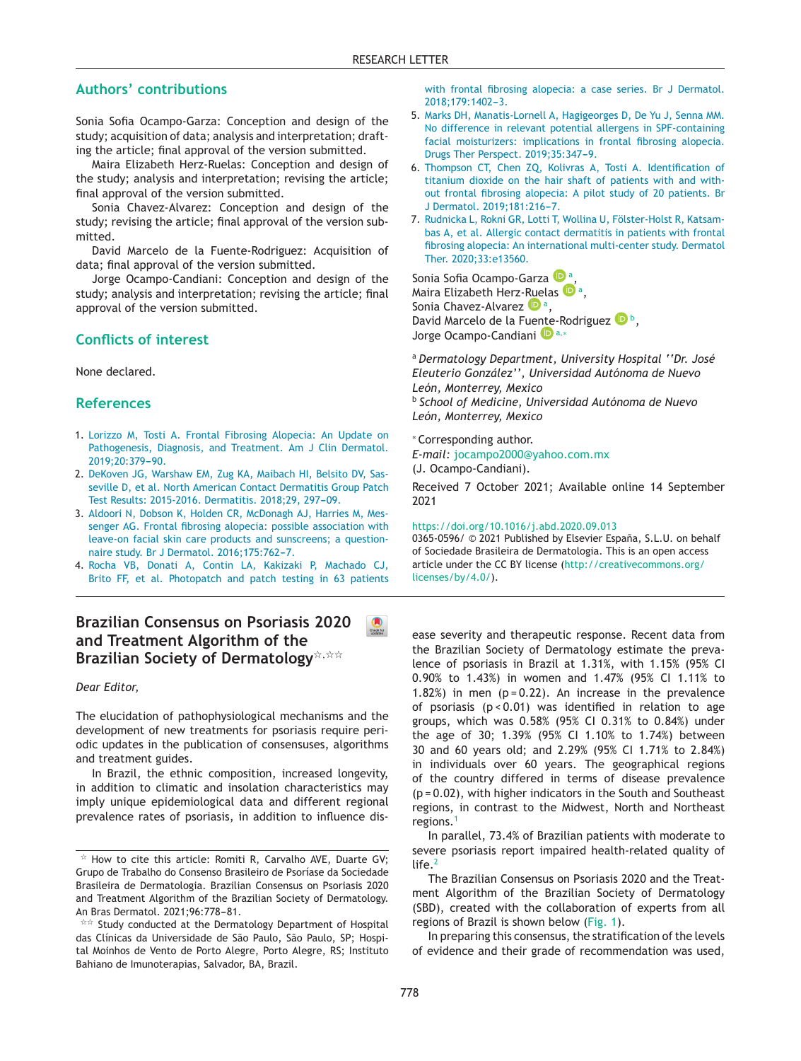## Authors' contributions

Sonia Sofia Ocampo-Garza: Conception and design of the study; acquisition of data; analysis and interpretation; drafting the article; final approval of the version submitted.

Maira Elizabeth Herz-Ruelas: Conception and design of the study; analysis and interpretation; revising the article; final approval of the version submitted.

Sonia Chavez-Alvarez: Conception and design of the study; revising the article; final approval of the version submitted.

David Marcelo de la Fuente-Rodriguez: Acquisition of data; final approval of the version submitted.

Jorge Ocampo-Candiani: Conception and design of the study; analysis and interpretation; revising the article; final approval of the version submitted.

## Conflicts of interest

None declared.

## References

1. Lorizzo M, Tosti A. Frontal Fibrosing Alopecia: An Update on Pathogenesis, Diagnosis, and Treatment. Am J Clin Dermatol. 2019;20:379–90.
2. DeKoven JG, Warshaw EM, Zug KA, Maibach HI, Belsito DV, Sasseville D, et al. North American Contact Dermatitis Group Patch Test Results: 2015-2016. Dermatitis. 2018;29, 297–09.
3. Aldoori N, Dobson K, Holden CR, McDonagh AJ, Harries M, Messenger AG. Frontal fibrosing alopecia: possible association with leave-on facial skin care products and sunscreens; a questionnaire study. Br J Dermatol. 2016;175:762–7.
4. Rocha VB, Donati A, Contin LA, Kakizaki P, Machado CJ, Brito FF, et al. Photopatch and patch testing in 63 patients with frontal fibrosing alopecia: a case series. Br J Dermatol. 2018;179:1402–3.
5. Marks DH, Manatis-Lornell A, Hagigeorges D, De Yu J, Senna MM. No difference in relevant potential allergens in SPF-containing facial moisturizers: implications in frontal fibrosing alopecia. Drugs Ther Perspect. 2019;35:347–9.
6. Thompson CT, Chen ZQ, Kolivras A, Tosti A. Identification of titanium dioxide on the hair shaft of patients with and without frontal fibrosing alopecia: A pilot study of 20 patients. Br J Dermatol. 2019;181:216–7.
7. Rudnicka L, Rokni GR, Lotti T, Wollina U, Fölster-Holst R, Katsambas A, et al. Allergic contact dermatitis in patients with frontal fibrosing alopecia: An international multi-center study. Dermatol Ther. 2020;33:e13560.

Sonia Sofia Ocampo-Garza [a],
Maira Elizabeth Herz-Ruelas [a],
Sonia Chavez-Alvarez [a],
David Marcelo de la Fuente-Rodriguez [b],
Jorge Ocampo-Candiani [a,*]

[a] *Dermatology Department, University Hospital ''Dr. José Eleuterio González'', Universidad Autónoma de Nuevo León, Monterrey, Mexico*
[b] *School of Medicine, Universidad Autónoma de Nuevo León, Monterrey, Mexico*

* Corresponding author.
*E-mail:* jocampo2000@yahoo.com.mx
(J. Ocampo-Candiani).

Received 7 October 2021; Available online 14 September 2021

https://doi.org/10.1016/j.abd.2020.09.013
0365-0596/ © 2021 Published by Elsevier España, S.L.U. on behalf of Sociedade Brasileira de Dermatologia. This is an open access article under the CC BY license (http://creativecommons.org/licenses/by/4.0/).

# Brazilian Consensus on Psoriasis 2020 and Treatment Algorithm of the Brazilian Society of Dermatology[☆,☆☆]

*Dear Editor,*

The elucidation of pathophysiological mechanisms and the development of new treatments for psoriasis require periodic updates in the publication of consensuses, algorithms and treatment guides.

In Brazil, the ethnic composition, increased longevity, in addition to climatic and insolation characteristics may imply unique epidemiological data and different regional prevalence rates of psoriasis, in addition to influence disease severity and therapeutic response. Recent data from the Brazilian Society of Dermatology estimate the prevalence of psoriasis in Brazil at 1.31%, with 1.15% (95% CI 0.90% to 1.43%) in women and 1.47% (95% CI 1.11% to 1.82%) in men ($p = 0.22$). An increase in the prevalence of psoriasis ($p < 0.01$) was identified in relation to age groups, which was 0.58% (95% CI 0.31% to 0.84%) under the age of 30; 1.39% (95% CI 1.10% to 1.74%) between 30 and 60 years old; and 2.29% (95% CI 1.71% to 2.84%) in individuals over 60 years. The geographical regions of the country differed in terms of disease prevalence ($p = 0.02$), with higher indicators in the South and Southeast regions, in contrast to the Midwest, North and Northeast regions.[1]

In parallel, 73.4% of Brazilian patients with moderate to severe psoriasis report impaired health-related quality of life.[2]

The Brazilian Consensus on Psoriasis 2020 and the Treatment Algorithm of the Brazilian Society of Dermatology (SBD), created with the collaboration of experts from all regions of Brazil is shown below (Fig. 1).

In preparing this consensus, the stratification of the levels of evidence and their grade of recommendation was used,

☆ How to cite this article: Romiti R, Carvalho AVE, Duarte GV; Grupo de Trabalho do Consenso Brasileiro de Psoríase da Sociedade Brasileira de Dermatologia. Brazilian Consensus on Psoriasis 2020 and Treatment Algorithm of the Brazilian Society of Dermatology. An Bras Dermatol. 2021;96:778–81.

☆☆ Study conducted at the Dermatology Department of Hospital das Clínicas da Universidade de São Paulo, São Paulo, SP; Hospital Moinhos de Vento de Porto Alegre, Porto Alegre, RS; Instituto Bahiano de Imunoterapias, Salvador, BA, Brazil.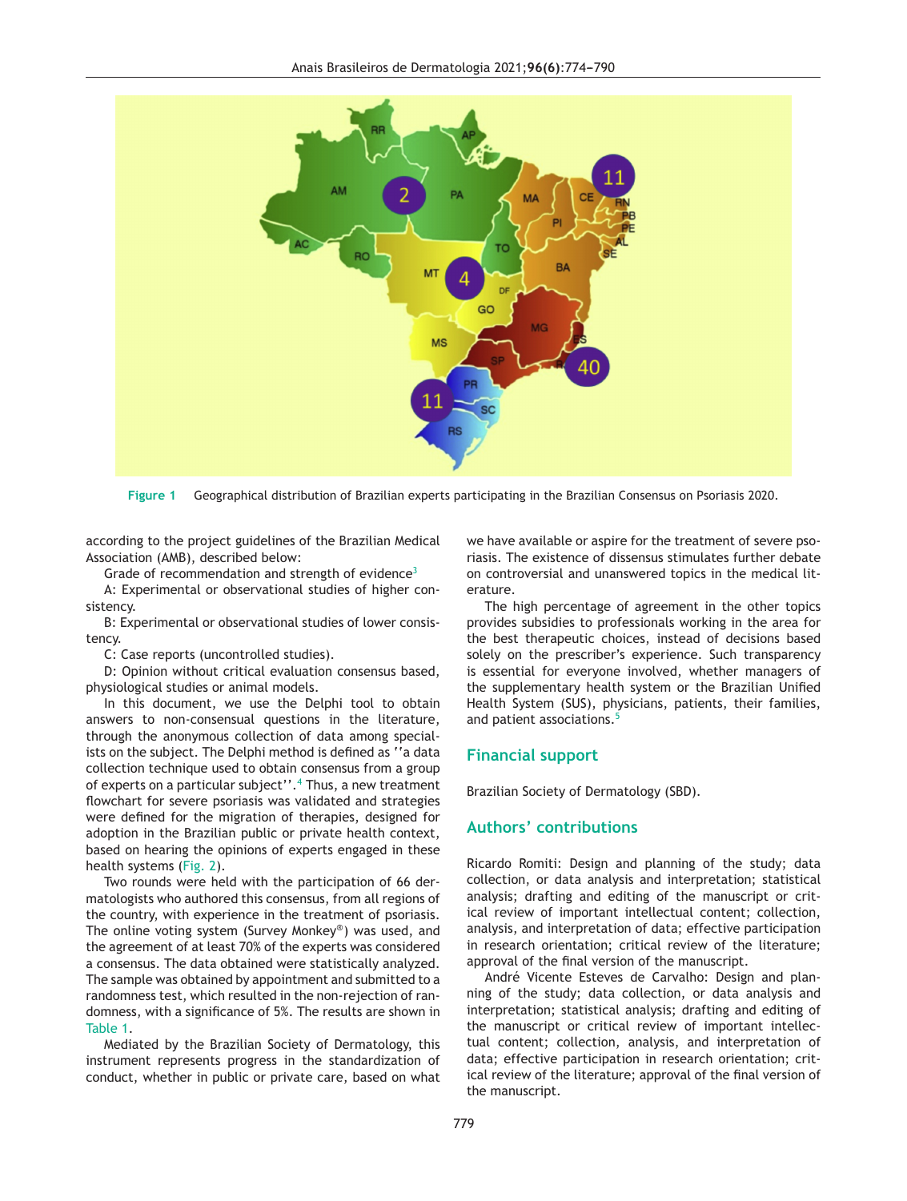Figure 1 Geographical distribution of Brazilian experts participating in the Brazilian Consensus on Psoriasis 2020.

according to the project guidelines of the Brazilian Medical Association (AMB), described below:

Grade of recommendation and strength of evidence[3]

A: Experimental or observational studies of higher consistency.

B: Experimental or observational studies of lower consistency.

C: Case reports (uncontrolled studies).

D: Opinion without critical evaluation consensus based, physiological studies or animal models.

In this document, we use the Delphi tool to obtain answers to non-consensual questions in the literature, through the anonymous collection of data among specialists on the subject. The Delphi method is defined as ''a data collection technique used to obtain consensus from a group of experts on a particular subject''.[4] Thus, a new treatment flowchart for severe psoriasis was validated and strategies were defined for the migration of therapies, designed for adoption in the Brazilian public or private health context, based on hearing the opinions of experts engaged in these health systems (Fig. 2).

Two rounds were held with the participation of 66 dermatologists who authored this consensus, from all regions of the country, with experience in the treatment of psoriasis. The online voting system (Survey Monkey®) was used, and the agreement of at least 70% of the experts was considered a consensus. The data obtained were statistically analyzed. The sample was obtained by appointment and submitted to a randomness test, which resulted in the non-rejection of randomness, with a significance of 5%. The results are shown in Table 1.

Mediated by the Brazilian Society of Dermatology, this instrument represents progress in the standardization of conduct, whether in public or private care, based on what we have available or aspire for the treatment of severe psoriasis. The existence of dissensus stimulates further debate on controversial and unanswered topics in the medical literature.

The high percentage of agreement in the other topics provides subsidies to professionals working in the area for the best therapeutic choices, instead of decisions based solely on the prescriber's experience. Such transparency is essential for everyone involved, whether managers of the supplementary health system or the Brazilian Unified Health System (SUS), physicians, patients, their families, and patient associations.[5]

## Financial support

Brazilian Society of Dermatology (SBD).

## Authors' contributions

Ricardo Romiti: Design and planning of the study; data collection, or data analysis and interpretation; statistical analysis; drafting and editing of the manuscript or critical review of important intellectual content; collection, analysis, and interpretation of data; effective participation in research orientation; critical review of the literature; approval of the final version of the manuscript.

André Vicente Esteves de Carvalho: Design and planning of the study; data collection, or data analysis and interpretation; statistical analysis; drafting and editing of the manuscript or critical review of important intellectual content; collection, analysis, and interpretation of data; effective participation in research orientation; critical review of the literature; approval of the final version of the manuscript.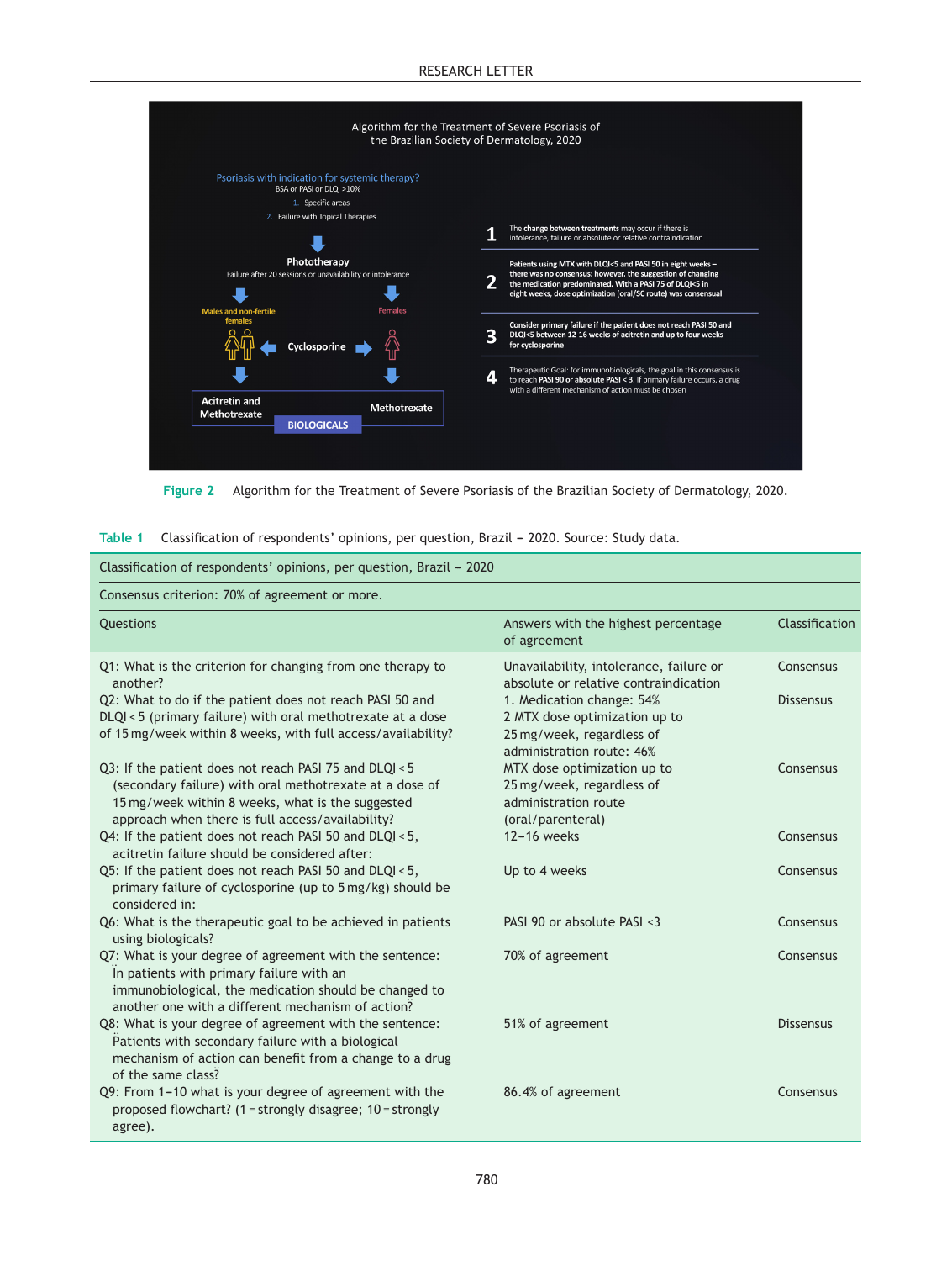Figure 2 Algorithm for the Treatment of Severe Psoriasis of the Brazilian Society of Dermatology, 2020.

Table 1 Classification of respondents' opinions, per question, Brazil – 2020. Source: Study data.

| Classification of respondents' opinions, per question, Brazil – 2020 | | |
|---|---|---|
| Consensus criterion: 70% of agreement or more. | | |
| Questions | Answers with the highest percentage of agreement | Classification |
| Q1: What is the criterion for changing from one therapy to another? | Unavailability, intolerance, failure or absolute or relative contraindication | Consensus |
| Q2: What to do if the patient does not reach PASI 50 and DLQI < 5 (primary failure) with oral methotrexate at a dose of 15 mg/week within 8 weeks, with full access/availability? | 1. Medication change: 54%<br>2 MTX dose optimization up to 25 mg/week, regardless of administration route: 46% | Dissensus |
| Q3: If the patient does not reach PASI 75 and DLQI < 5 (secondary failure) with oral methotrexate at a dose of 15 mg/week within 8 weeks, what is the suggested approach when there is full access/availability? | MTX dose optimization up to 25 mg/week, regardless of administration route (oral/parenteral) | Consensus |
| Q4: If the patient does not reach PASI 50 and DLQI < 5, acitretin failure should be considered after: | 12–16 weeks | Consensus |
| Q5: If the patient does not reach PASI 50 and DLQI < 5, primary failure of cyclosporine (up to 5 mg/kg) should be considered in: | Up to 4 weeks | Consensus |
| Q6: What is the therapeutic goal to be achieved in patients using biologicals? | PASI 90 or absolute PASI <3 | Consensus |
| Q7: What is your degree of agreement with the sentence: "In patients with primary failure with an immunobiological, the medication should be changed to another one with a different mechanism of action" | 70% of agreement | Consensus |
| Q8: What is your degree of agreement with the sentence: "Patients with secondary failure with a biological mechanism of action can benefit from a change to a drug of the same class" | 51% of agreement | Dissensus |
| Q9: From 1–10 what is your degree of agreement with the proposed flowchart? (1 = strongly disagree; 10 = strongly agree). | 86.4% of agreement | Consensus |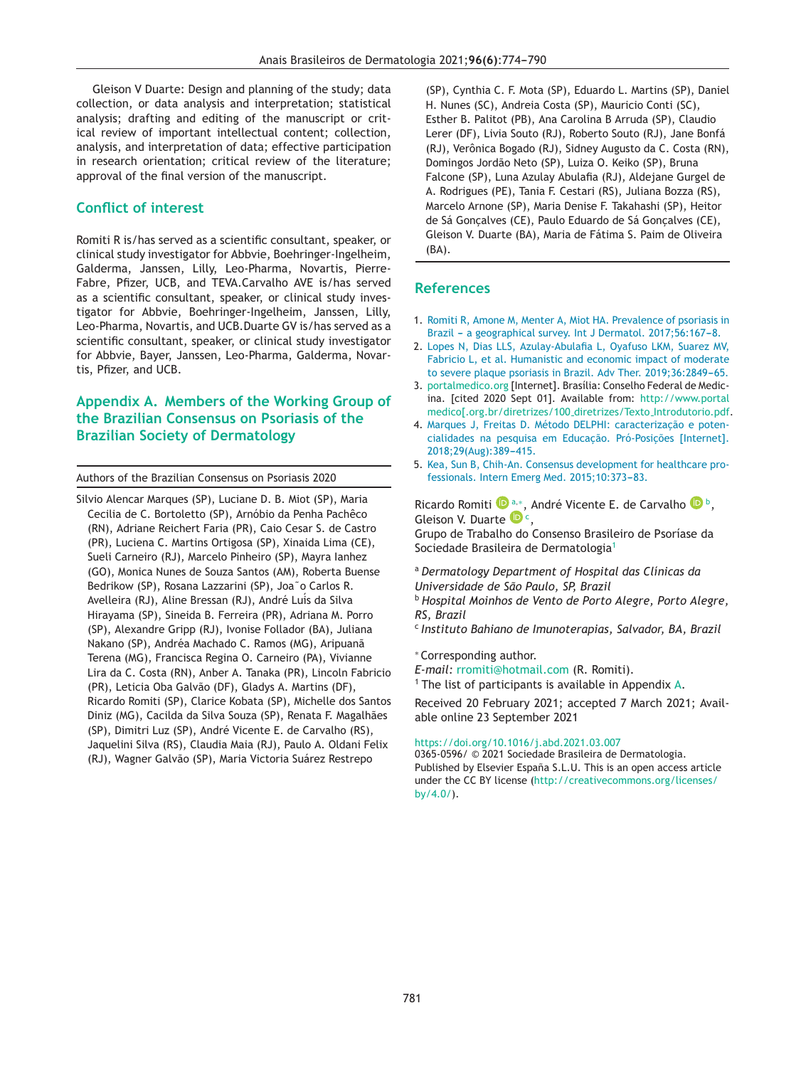Gleison V Duarte: Design and planning of the study; data collection, or data analysis and interpretation; statistical analysis; drafting and editing of the manuscript or critical review of important intellectual content; collection, analysis, and interpretation of data; effective participation in research orientation; critical review of the literature; approval of the final version of the manuscript.

## Conflict of interest

Romiti R is/has served as a scientific consultant, speaker, or clinical study investigator for Abbvie, Boehringer-Ingelheim, Galderma, Janssen, Lilly, Leo-Pharma, Novartis, Pierre-Fabre, Pfizer, UCB, and TEVA.Carvalho AVE is/has served as a scientific consultant, speaker, or clinical study investigator for Abbvie, Boehringer-Ingelheim, Janssen, Lilly, Leo-Pharma, Novartis, and UCB.Duarte GV is/has served as a scientific consultant, speaker, or clinical study investigator for Abbvie, Bayer, Janssen, Leo-Pharma, Galderma, Novartis, Pfizer, and UCB.

## Appendix A. Members of the Working Group of the Brazilian Consensus on Psoriasis of the Brazilian Society of Dermatology

Authors of the Brazilian Consensus on Psoriasis 2020

Silvio Alencar Marques (SP), Luciane D. B. Miot (SP), Maria Cecilia de C. Bortoletto (SP), Arnóbio da Penha Pachêco (RN), Adriane Reichert Faria (PR), Caio Cesar S. de Castro (PR), Luciena C. Martins Ortigosa (SP), Xinaida Lima (CE), Sueli Carneiro (RJ), Marcelo Pinheiro (SP), Mayra Ianhez (GO), Monica Nunes de Souza Santos (AM), Roberta Buense Bedrikow (SP), Rosana Lazzarini (SP), Joa˜o Carlos R. Avelleira (RJ), Aline Bressan (RJ), André Luís da Silva Hirayama (SP), Sineida B. Ferreira (PR), Adriana M. Porro (SP), Alexandre Gripp (RJ), Ivonise Follador (BA), Juliana Nakano (SP), Andréa Machado C. Ramos (MG), Aripuanã Terena (MG), Francisca Regina O. Carneiro (PA), Vivianne Lira da C. Costa (RN), Anber A. Tanaka (PR), Lincoln Fabricio (PR), Leticia Oba Galvão (DF), Gladys A. Martins (DF), Ricardo Romiti (SP), Clarice Kobata (SP), Michelle dos Santos Diniz (MG), Cacilda da Silva Souza (SP), Renata F. Magalhães (SP), Dimitri Luz (SP), André Vicente E. de Carvalho (RS), Jaquelini Silva (RS), Claudia Maia (RJ), Paulo A. Oldani Felix (RJ), Wagner Galvão (SP), Maria Victoria Suárez Restrepo (SP), Cynthia C. F. Mota (SP), Eduardo L. Martins (SP), Daniel H. Nunes (SC), Andreia Costa (SP), Mauricio Conti (SC), Esther B. Palitot (PB), Ana Carolina B Arruda (SP), Claudio Lerer (DF), Livia Souto (RJ), Roberto Souto (RJ), Jane Bonfá (RJ), Verônica Bogado (RJ), Sidney Augusto da C. Costa (RN), Domingos Jordão Neto (SP), Luiza O. Keiko (SP), Bruna Falcone (SP), Luna Azulay Abulafia (RJ), Aldejane Gurgel de A. Rodrigues (PE), Tania F. Cestari (RS), Juliana Bozza (RS), Marcelo Arnone (SP), Maria Denise F. Takahashi (SP), Heitor de Sá Gonçalves (CE), Paulo Eduardo de Sá Gonçalves (CE), Gleison V. Duarte (BA), Maria de Fátima S. Paim de Oliveira (BA).

## References

1. Romiti R, Amone M, Menter A, Miot HA. Prevalence of psoriasis in Brazil – a geographical survey. Int J Dermatol. 2017;56:167–8.
2. Lopes N, Dias LLS, Azulay-Abulafia L, Oyafuso LKM, Suarez MV, Fabricio L, et al. Humanistic and economic impact of moderate to severe plaque psoriasis in Brazil. Adv Ther. 2019;36:2849–65.
3. portalmedico.org [Internet]. Brasília: Conselho Federal de Medicina. [cited 2020 Sept 01]. Available from: http://www.portalmedico[.org.br/diretrizes/100_diretrizes/Texto_Introdutorio.pdf.
4. Marques J, Freitas D. Método DELPHI: caracterização e potencialidades na pesquisa em Educação. Pró-Posições [Internet]. 2018;29(Aug):389–415.
5. Kea, Sun B, Chih-An. Consensus development for healthcare professionals. Intern Emerg Med. 2015;10:373–83.

Ricardo Romiti [a,*], André Vicente E. de Carvalho [b], Gleison V. Duarte [c],
Grupo de Trabalho do Consenso Brasileiro de Psoríase da Sociedade Brasileira de Dermatologia[1]

[a] *Dermatology Department of Hospital das Clínicas da Universidade de São Paulo, SP, Brazil*
[b] *Hospital Moinhos de Vento de Porto Alegre, Porto Alegre, RS, Brazil*
[c] *Instituto Bahiano de Imunoterapias, Salvador, BA, Brazil*

[*] Corresponding author.
*E-mail:* rromiti@hotmail.com (R. Romiti).
[1] The list of participants is available in Appendix A.

Received 20 February 2021; accepted 7 March 2021; Available online 23 September 2021

https://doi.org/10.1016/j.abd.2021.03.007
0365-0596/ © 2021 Sociedade Brasileira de Dermatologia. Published by Elsevier España S.L.U. This is an open access article under the CC BY license (http://creativecommons.org/licenses/by/4.0/).